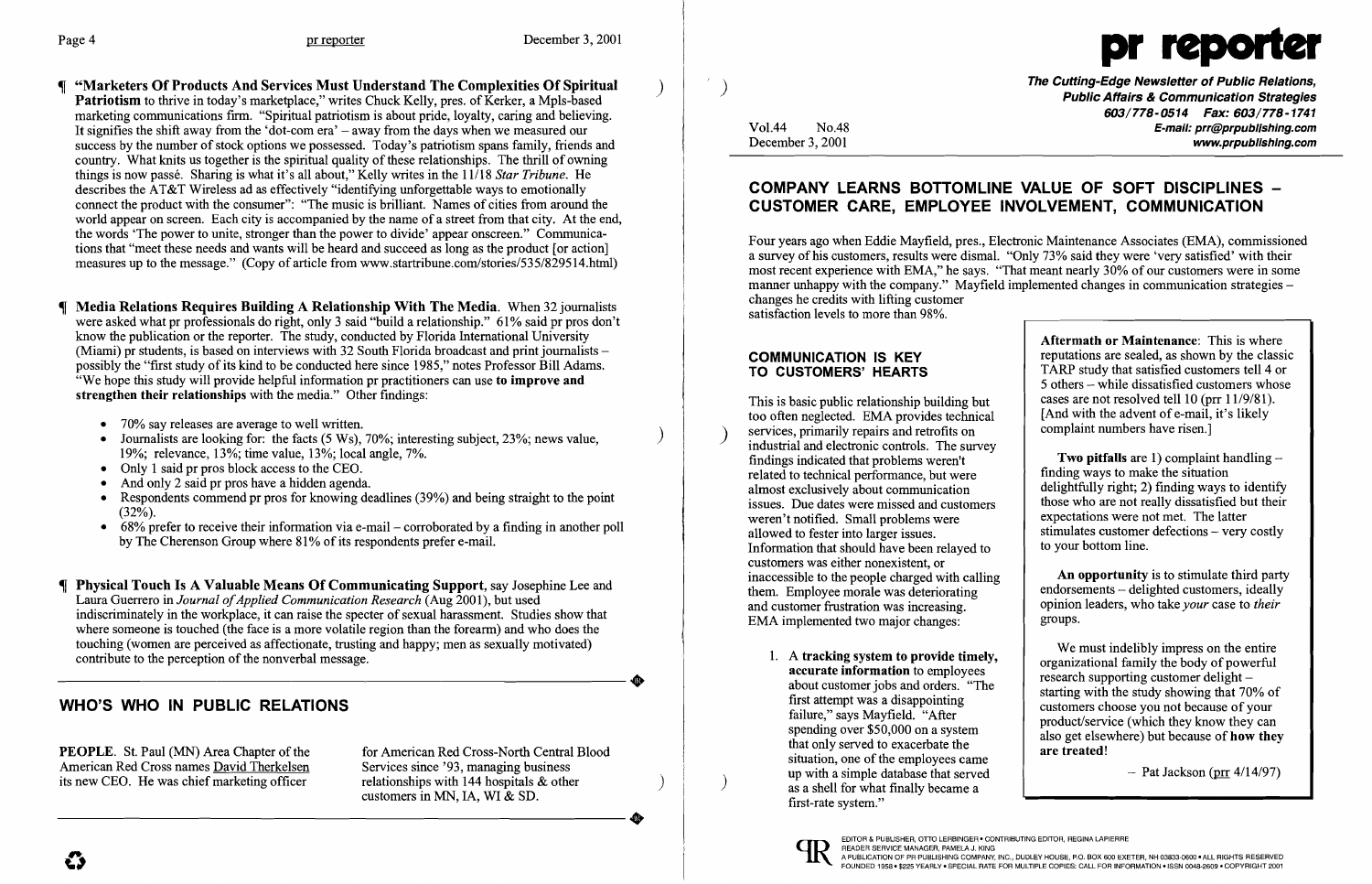¶ **"Marketers Of Products And Services Must Understand The Complexities Of Spiritual Patriotism** to thrive in today's marketplace," writes Chuck Kelly, pres. of Kerker, a Mpls-based marketing communications firm. "Spiritual patriotism is about pride, loyalty, caring and believing. It signifies the shift away from the 'dot-com era' – away from the days when we measured our success by the number of stock options we possessed. Today's patriotism spans family, friends and country. What knits us together is the spiritual quality of these relationships. The thrill of owning things is now passé. Sharing is what it's all about," Kelly writes in the 11/18 *Star Tribune*. He describes the AT&T Wireless ad as effectively "identifying unforgettable ways to emotionally connect the product with the consumer": "The music is brilliant. Names of cities from around the world appear on screen. Each city is accompanied by the name of a street from that city. At the end, the words 'The power to unite, stronger than the power to divide' appear onscreen." Communications that "meet these needs and wants will be heard and succeed as long as the product [or action] measures up to the message." (Copy of article from www.startribune.com/stories/535/829514.html)

¶ **Media Relations Requires Building A Relationship With The Media**. When 32 journalists were asked what pr professionals do right, only 3 said "build a relationship." 61% said pr pros don't know the publication or the reporter. The study, conducted by Florida International University (Miami) pr students, is based on interviews with 32 South Florida broadcast and print journalists – possibly the "first study of its kind to be conducted here since 1985," notes Professor Bill Adams. "We hope this study will provide helpful information pr practitioners can use **to improve and strengthen their relationships** with the media." Other findings:

- 70% say releases are average to well written.
- Journalists are looking for: the facts (5 Ws), 70%; interesting subject, 23%; news value, 19%; relevance, 13%; time value, 13%; local angle, 7%.
- Only 1 said pr pros block access to the CEO.
- And only 2 said pr pros have a hidden agenda.
- Respondents commend pr pros for knowing deadlines (39%) and being straight to the point (32%).
- 68% prefer to receive their information via e-mail – corroborated by a finding in another poll by The Cherenson Group where 81% of its respondents prefer e-mail.

¶ **Physical Touch Is A Valuable Means Of Communicating Support**, say Josephine Lee and Laura Guerrero in *Journal of Applied Communication Research* (Aug 2001), but used indiscriminately in the workplace, it can raise the specter of sexual harassment. Studies show that where someone is touched (the face is a more volatile region than the forearm) and who does the touching (women are perceived as affectionate, trusting and happy; men as sexually motivated) contribute to the perception of the nonverbal message.

## WHO'S WHO IN PUBLIC RELATIONS

**PEOPLE**. St. Paul (MN) Area Chapter of the American Red Cross names David Therkelsen its new CEO. He was chief marketing officer for American Red Cross-North Central Blood Services since '93, managing business relationships with 144 hospitals & other customers in MN, IA, WI & SD.

# pr reporter

**The Cutting-Edge Newsletter of Public Relations, Public Affairs & Communication Strategies**
603/778-0514 Fax: 603/778-1741
E-mail: prr@prpublishing.com
www.prpublishing.com

Vol.44 No.48
December 3, 2001

## COMPANY LEARNS BOTTOMLINE VALUE OF SOFT DISCIPLINES – CUSTOMER CARE, EMPLOYEE INVOLVEMENT, COMMUNICATION

Four years ago when Eddie Mayfield, pres., Electronic Maintenance Associates (EMA), commissioned a survey of his customers, results were dismal. "Only 73% said they were 'very satisfied' with their most recent experience with EMA," he says. "That meant nearly 30% of our customers were in some manner unhappy with the company." Mayfield implemented changes in communication strategies – changes he credits with lifting customer satisfaction levels to more than 98%.

### COMMUNICATION IS KEY TO CUSTOMERS' HEARTS

This is basic public relationship building but too often neglected. EMA provides technical services, primarily repairs and retrofits on industrial and electronic controls. The survey findings indicated that problems weren't related to technical performance, but were almost exclusively about communication issues. Due dates were missed and customers weren't notified. Small problems were allowed to fester into larger issues. Information that should have been relayed to customers was either nonexistent, or inaccessible to the people charged with calling them. Employee morale was deteriorating and customer frustration was increasing. EMA implemented two major changes:

1. A **tracking system to provide timely, accurate information** to employees about customer jobs and orders. "The first attempt was a disappointing failure," says Mayfield. "After spending over $50,000 on a system that only served to exacerbate the situation, one of the employees came up with a simple database that served as a shell for what finally became a first-rate system."

> **Aftermath or Maintenance**: This is where reputations are sealed, as shown by the classic TARP study that satisfied customers tell 4 or 5 others – while dissatisfied customers whose cases are not resolved tell 10 (prr 11/9/81). [And with the advent of e-mail, it's likely complaint numbers have risen.]
>
> **Two pitfalls** are 1) complaint handling – finding ways to make the situation delightfully right; 2) finding ways to identify those who are not really dissatisfied but their expectations were not met. The latter stimulates customer defections – very costly to your bottom line.
>
> **An opportunity** is to stimulate third party endorsements – delighted customers, ideally opinion leaders, who take *your* case to *their* groups.
>
> We must indelibly impress on the entire organizational family the body of powerful research supporting customer delight – starting with the study showing that 70% of customers choose you not because of your product/service (which they know they can also get elsewhere) but because of **how they are treated!**
>
> – Pat Jackson (prr 4/14/97)

EDITOR & PUBLISHER, OTTO LERBINGER • CONTRIBUTING EDITOR, REGINA LAPIERRE
READER SERVICE MANAGER, PAMELA J. KING
A PUBLICATION OF PR PUBLISHING COMPANY, INC., DUDLEY HOUSE, P.O. BOX 600 EXETER, NH 03833-0600 • ALL RIGHTS RESERVED
FOUNDED 1958 • $225 YEARLY • SPECIAL RATE FOR MULTIPLE COPIES: CALL FOR INFORMATION • ISSN 0048-2609 • COPYRIGHT 2001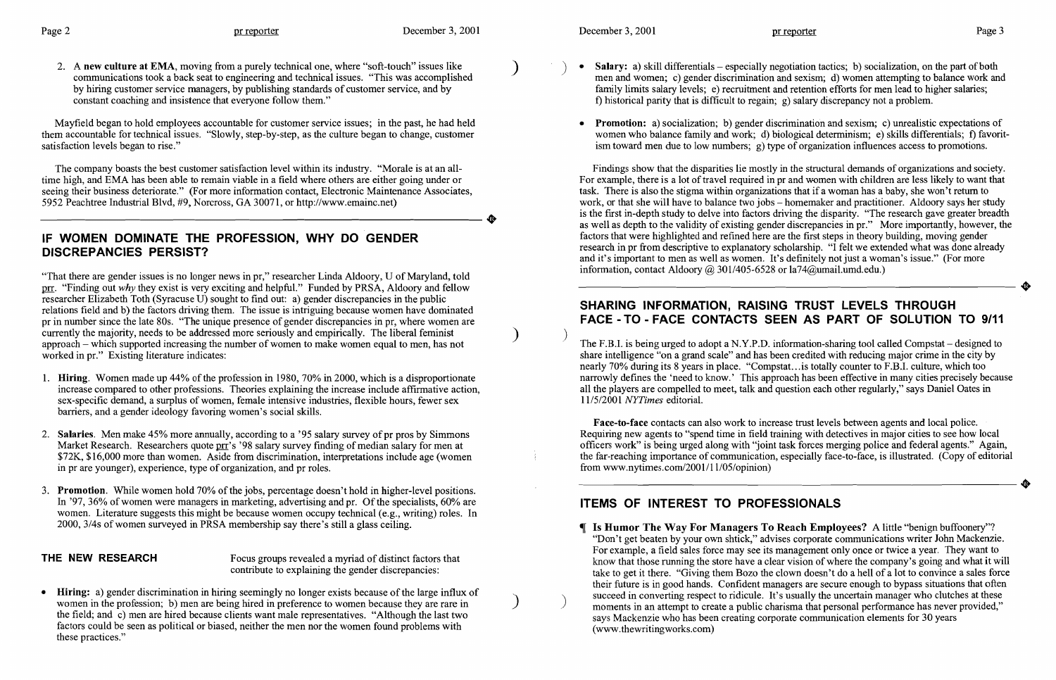2. A **new culture at EMA**, moving from a purely technical one, where "soft-touch" issues like communications took a back seat to engineering and technical issues. "This was accomplished by hiring customer service managers, by publishing standards of customer service, and by constant coaching and insistence that everyone follow them."

Mayfield began to hold employees accountable for customer service issues; in the past, he had held them accountable for technical issues. "Slowly, step-by-step, as the culture began to change, customer satisfaction levels began to rise."

The company boasts the best customer satisfaction level within its industry. "Morale is at an all-time high, and EMA has been able to remain viable in a field where others are either going under or seeing their business deteriorate." (For more information contact, Electronic Maintenance Associates, 5952 Peachtree Industrial Blvd, #9, Norcross, GA 30071, or http://www.emainc.net)

## IF WOMEN DOMINATE THE PROFESSION, WHY DO GENDER DISCREPANCIES PERSIST?

"That there are gender issues is no longer news in pr," researcher Linda Aldoory, U of Maryland, told prr. "Finding out *why* they exist is very exciting and helpful." Funded by PRSA, Aldoory and fellow researcher Elizabeth Toth (Syracuse U) sought to find out: a) gender discrepancies in the public relations field and b) the factors driving them. The issue is intriguing because women have dominated pr in number since the late 80s. "The unique presence of gender discrepancies in pr, where women are currently the majority, needs to be addressed more seriously and empirically. The liberal feminist approach – which supported increasing the number of women to make women equal to men, has not worked in pr." Existing literature indicates:

1. **Hiring**. Women made up 44% of the profession in 1980, 70% in 2000, which is a disproportionate increase compared to other professions. Theories explaining the increase include affirmative action, sex-specific demand, a surplus of women, female intensive industries, flexible hours, fewer sex barriers, and a gender ideology favoring women's social skills.

2. **Salaries**. Men make 45% more annually, according to a '95 salary survey of pr pros by Simmons Market Research. Researchers quote prr's '98 salary survey finding of median salary for men at \$72K, \$16,000 more than women. Aside from discrimination, interpretations include age (women in pr are younger), experience, type of organization, and pr roles.

3. **Promotion**. While women hold 70% of the jobs, percentage doesn't hold in higher-level positions. In '97, 36% of women were managers in marketing, advertising and pr. Of the specialists, 60% are women. Literature suggests this might be because women occupy technical (e.g., writing) roles. In 2000, 3/4s of women surveyed in PRSA membership say there's still a glass ceiling.

### THE NEW RESEARCH

Focus groups revealed a myriad of distinct factors that contribute to explaining the gender discrepancies:

- **Hiring:** a) gender discrimination in hiring seemingly no longer exists because of the large influx of women in the profession; b) men are being hired in preference to women because they are rare in the field; and c) men are hired because clients want male representatives. "Although the last two factors could be seen as political or biased, neither the men nor the women found problems with these practices."

- **Salary:** a) skill differentials – especially negotiation tactics; b) socialization, on the part of both men and women; c) gender discrimination and sexism; d) women attempting to balance work and family limits salary levels; e) recruitment and retention efforts for men lead to higher salaries; f) historical parity that is difficult to regain; g) salary discrepancy not a problem.

- **Promotion:** a) socialization; b) gender discrimination and sexism; c) unrealistic expectations of women who balance family and work; d) biological determinism; e) skills differentials; f) favoritism toward men due to low numbers; g) type of organization influences access to promotions.

Findings show that the disparities lie mostly in the structural demands of organizations and society. For example, there is a lot of travel required in pr and women with children are less likely to want that task. There is also the stigma within organizations that if a woman has a baby, she won't return to work, or that she will have to balance two jobs – homemaker and practitioner. Aldoory says her study is the first in-depth study to delve into factors driving the disparity. "The research gave greater breadth as well as depth to the validity of existing gender discrepancies in pr." More importantly, however, the factors that were highlighted and refined here are the first steps in theory building, moving gender research in pr from descriptive to explanatory scholarship. "I felt we extended what was done already and it's important to men as well as women. It's definitely not just a woman's issue." (For more information, contact Aldoory @ 301/405-6528 or la74@umail.umd.edu.)

## SHARING INFORMATION, RAISING TRUST LEVELS THROUGH FACE-TO-FACE CONTACTS SEEN AS PART OF SOLUTION TO 9/11

The F.B.I. is being urged to adopt a N.Y.P.D. information-sharing tool called Compstat – designed to share intelligence "on a grand scale" and has been credited with reducing major crime in the city by nearly 70% during its 8 years in place. "Compstat…is totally counter to F.B.I. culture, which too narrowly defines the 'need to know.' This approach has been effective in many cities precisely because all the players are compelled to meet, talk and question each other regularly," says Daniel Oates in 11/5/2001 *NYTimes* editorial.

**Face-to-face** contacts can also work to increase trust levels between agents and local police. Requiring new agents to "spend time in field training with detectives in major cities to see how local officers work" is being urged along with "joint task forces merging police and federal agents." Again, the far-reaching importance of communication, especially face-to-face, is illustrated. (Copy of editorial from www.nytimes.com/2001/11/05/opinion)

## ITEMS OF INTEREST TO PROFESSIONALS

¶ **Is Humor The Way For Managers To Reach Employees?** A little "benign buffoonery"? "Don't get beaten by your own shtick," advises corporate communications writer John Mackenzie. For example, a field sales force may see its management only once or twice a year. They want to know that those running the store have a clear vision of where the company's going and what it will take to get it there. "Giving them Bozo the clown doesn't do a hell of a lot to convince a sales force their future is in good hands. Confident managers are secure enough to bypass situations that often succeed in converting respect to ridicule. It's usually the uncertain manager who clutches at these moments in an attempt to create a public charisma that personal performance has never provided," says Mackenzie who has been creating corporate communication elements for 30 years (www.thewritingworks.com)